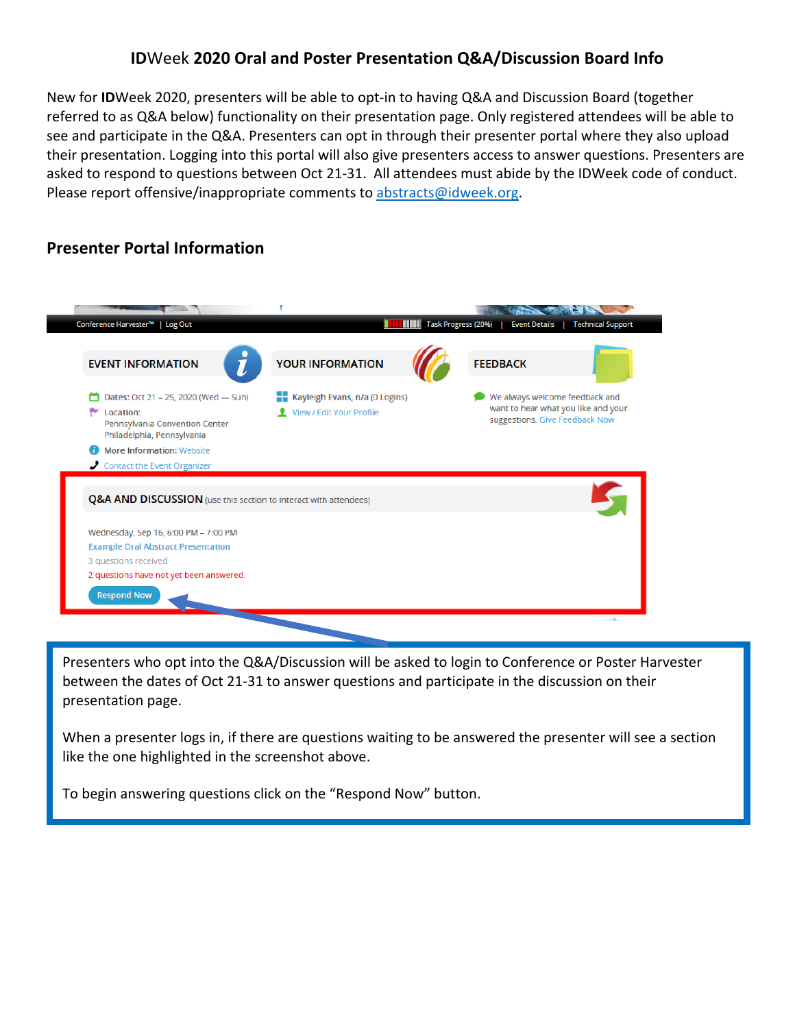# **ID**Week **2020 Oral and Poster Presentation Q&A/Discussion Board Info**

New for **ID**Week 2020, presenters will be able to opt-in to having Q&A and Discussion Board (together referred to as Q&A below) functionality on their presentation page. Only registered attendees will be able to see and participate in the Q&A. Presenters can opt in through their presenter portal where they also upload their presentation. Logging into this portal will also give presenters access to answer questions. Presenters are asked to respond to questions between Oct 21-31. All attendees must abide by the IDWeek code of conduct. Please report offensive/inappropriate comments to abstracts@idweek.org.

## **Presenter Portal Information**

Conference Harvester™ | Log Out | Task Progress (20%) | Event Details | Technical Support

**EVENT INFORMATION**

Dates: Oct 21 – 25, 2020 (Wed — Sun)
Location:
Pennsylvania Convention Center
Philadelphia, Pennsylvania
More Information: Website
Contact the Event Organizer

**YOUR INFORMATION**

Kayleigh Evans, n/a (0 Logins)
View / Edit Your Profile

**FEEDBACK**

We always welcome feedback and want to hear what you like and your suggestions. Give Feedback Now

**Q&A AND DISCUSSION** (use this section to interact with attendees)

Wednesday, Sep 16, 6:00 PM – 7:00 PM
Example Oral Abstract Presentation
3 questions received
2 questions have not yet been answered.
Respond Now

Presenters who opt into the Q&A/Discussion will be asked to login to Conference or Poster Harvester between the dates of Oct 21-31 to answer questions and participate in the discussion on their presentation page.

When a presenter logs in, if there are questions waiting to be answered the presenter will see a section like the one highlighted in the screenshot above.

To begin answering questions click on the "Respond Now" button.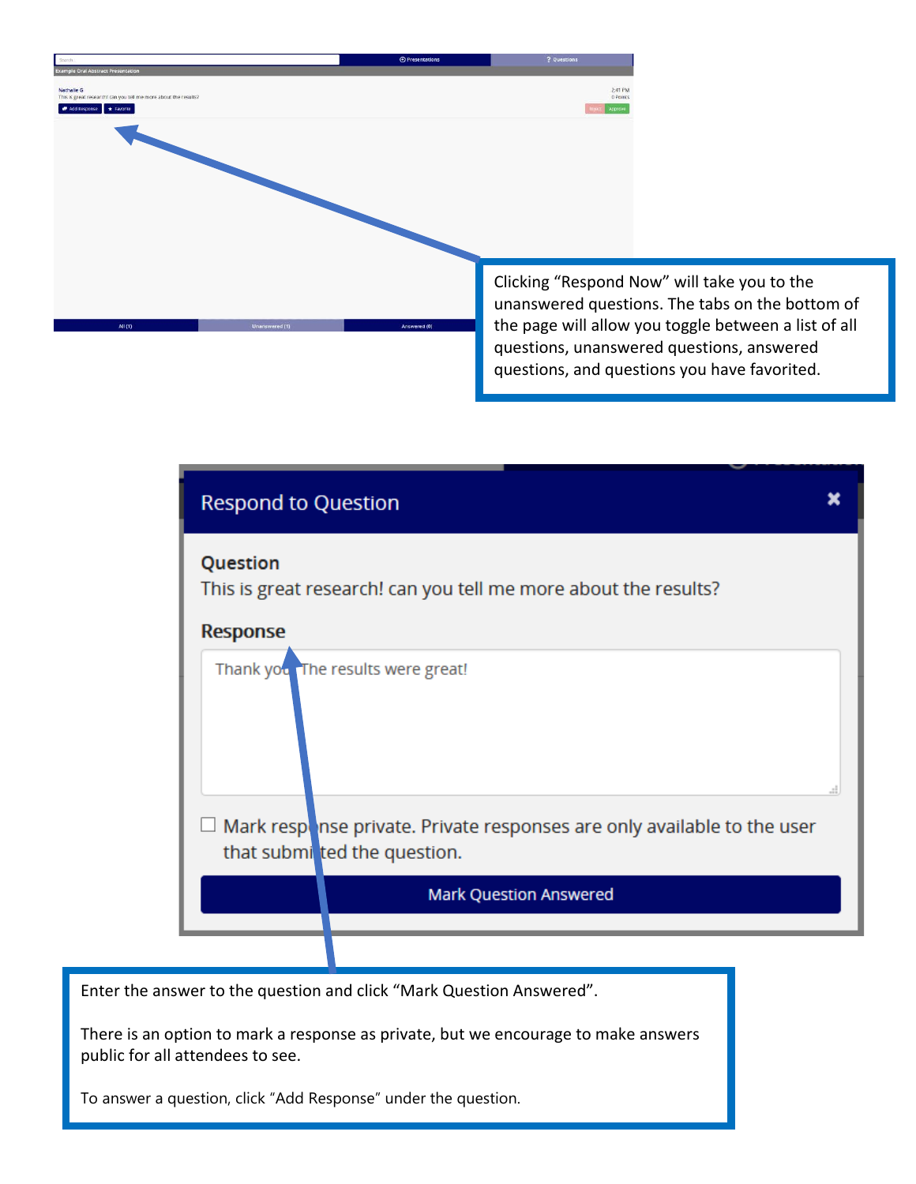Clicking “Respond Now” will take you to the unanswered questions. The tabs on the bottom of the page will allow you toggle between a list of all questions, unanswered questions, answered questions, and questions you have favorited.

Enter the answer to the question and click “Mark Question Answered”.

There is an option to mark a response as private, but we encourage to make answers public for all attendees to see.

To answer a question, click “Add Response” under the question.